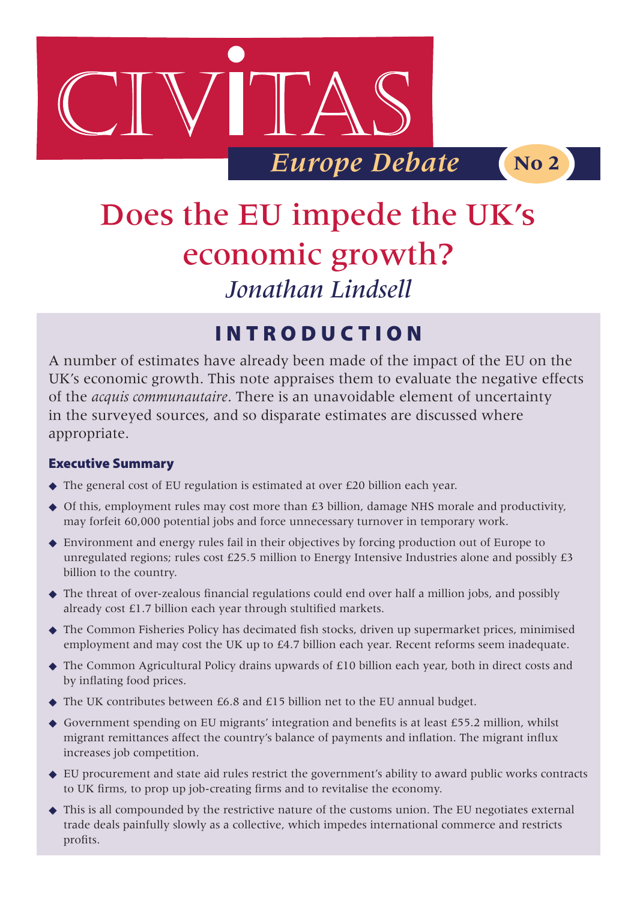# CIVITAS

*Europe Debate* **No 2**

# Does the EU impede the UK's economic growth?

*Jonathan Lindsell*

## INTRODUCTION

A number of estimates have already been made of the impact of the EU on the UK's economic growth. This note appraises them to evaluate the negative effects of the *acquis communautaire*. There is an unavoidable element of uncertainty in the surveyed sources, and so disparate estimates are discussed where appropriate.

### Executive Summary

- The general cost of EU regulation is estimated at over £20 billion each year.
- Of this, employment rules may cost more than £3 billion, damage NHS morale and productivity, may forfeit 60,000 potential jobs and force unnecessary turnover in temporary work.
- Environment and energy rules fail in their objectives by forcing production out of Europe to unregulated regions; rules cost £25.5 million to Energy Intensive Industries alone and possibly £3 billion to the country.
- The threat of over-zealous financial regulations could end over half a million jobs, and possibly already cost £1.7 billion each year through stultified markets.
- The Common Fisheries Policy has decimated fish stocks, driven up supermarket prices, minimised employment and may cost the UK up to £4.7 billion each year. Recent reforms seem inadequate.
- The Common Agricultural Policy drains upwards of £10 billion each year, both in direct costs and by inflating food prices.
- The UK contributes between £6.8 and £15 billion net to the EU annual budget.
- Government spending on EU migrants' integration and benefits is at least £55.2 million, whilst migrant remittances affect the country's balance of payments and inflation. The migrant influx increases job competition.
- EU procurement and state aid rules restrict the government's ability to award public works contracts to UK firms, to prop up job-creating firms and to revitalise the economy.
- This is all compounded by the restrictive nature of the customs union. The EU negotiates external trade deals painfully slowly as a collective, which impedes international commerce and restricts profits.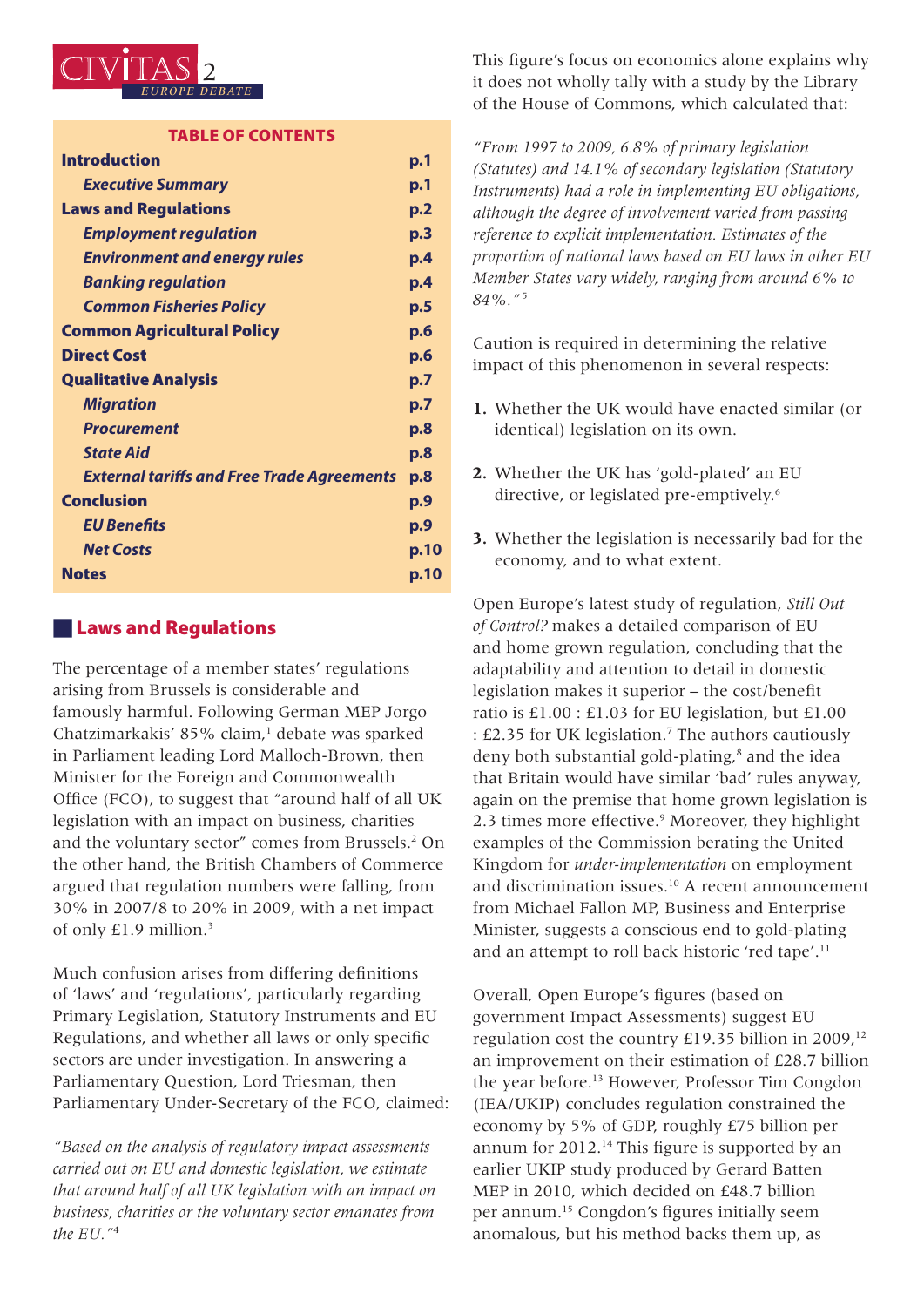## TABLE OF CONTENTS

| | |
|---|---|
| **Introduction** | p.1 |
| *Executive Summary* | p.1 |
| **Laws and Regulations** | p.2 |
| *Employment regulation* | p.3 |
| *Environment and energy rules* | p.4 |
| *Banking regulation* | p.4 |
| *Common Fisheries Policy* | p.5 |
| **Common Agricultural Policy** | p.6 |
| **Direct Cost** | p.6 |
| **Qualitative Analysis** | p.7 |
| *Migration* | p.7 |
| *Procurement* | p.8 |
| *State Aid* | p.8 |
| *External tariffs and Free Trade Agreements* | p.8 |
| **Conclusion** | p.9 |
| *EU Benefits* | p.9 |
| *Net Costs* | p.10 |
| **Notes** | p.10 |

## Laws and Regulations

The percentage of a member states' regulations arising from Brussels is considerable and famously harmful. Following German MEP Jorgo Chatzimarkakis' 85% claim,[1] debate was sparked in Parliament leading Lord Malloch-Brown, then Minister for the Foreign and Commonwealth Office (FCO), to suggest that "around half of all UK legislation with an impact on business, charities and the voluntary sector" comes from Brussels.[2] On the other hand, the British Chambers of Commerce argued that regulation numbers were falling, from 30% in 2007/8 to 20% in 2009, with a net impact of only £1.9 million.[3]

Much confusion arises from differing definitions of 'laws' and 'regulations', particularly regarding Primary Legislation, Statutory Instruments and EU Regulations, and whether all laws or only specific sectors are under investigation. In answering a Parliamentary Question, Lord Triesman, then Parliamentary Under-Secretary of the FCO, claimed:

*"Based on the analysis of regulatory impact assessments carried out on EU and domestic legislation, we estimate that around half of all UK legislation with an impact on business, charities or the voluntary sector emanates from the EU."*[4]

This figure's focus on economics alone explains why it does not wholly tally with a study by the Library of the House of Commons, which calculated that:

*"From 1997 to 2009, 6.8% of primary legislation (Statutes) and 14.1% of secondary legislation (Statutory Instruments) had a role in implementing EU obligations, although the degree of involvement varied from passing reference to explicit implementation. Estimates of the proportion of national laws based on EU laws in other EU Member States vary widely, ranging from around 6% to 84%."*[5]

Caution is required in determining the relative impact of this phenomenon in several respects:

1. Whether the UK would have enacted similar (or identical) legislation on its own.
2. Whether the UK has 'gold-plated' an EU directive, or legislated pre-emptively.[6]
3. Whether the legislation is necessarily bad for the economy, and to what extent.

Open Europe's latest study of regulation, *Still Out of Control?* makes a detailed comparison of EU and home grown regulation, concluding that the adaptability and attention to detail in domestic legislation makes it superior – the cost/benefit ratio is £1.00 : £1.03 for EU legislation, but £1.00 : £2.35 for UK legislation.[7] The authors cautiously deny both substantial gold-plating,[8] and the idea that Britain would have similar 'bad' rules anyway, again on the premise that home grown legislation is 2.3 times more effective.[9] Moreover, they highlight examples of the Commission berating the United Kingdom for *under-implementation* on employment and discrimination issues.[10] A recent announcement from Michael Fallon MP, Business and Enterprise Minister, suggests a conscious end to gold-plating and an attempt to roll back historic 'red tape'.[11]

Overall, Open Europe's figures (based on government Impact Assessments) suggest EU regulation cost the country £19.35 billion in 2009,[12] an improvement on their estimation of £28.7 billion the year before.[13] However, Professor Tim Congdon (IEA/UKIP) concludes regulation constrained the economy by 5% of GDP, roughly £75 billion per annum for 2012.[14] This figure is supported by an earlier UKIP study produced by Gerard Batten MEP in 2010, which decided on £48.7 billion per annum.[15] Congdon's figures initially seem anomalous, but his method backs them up, as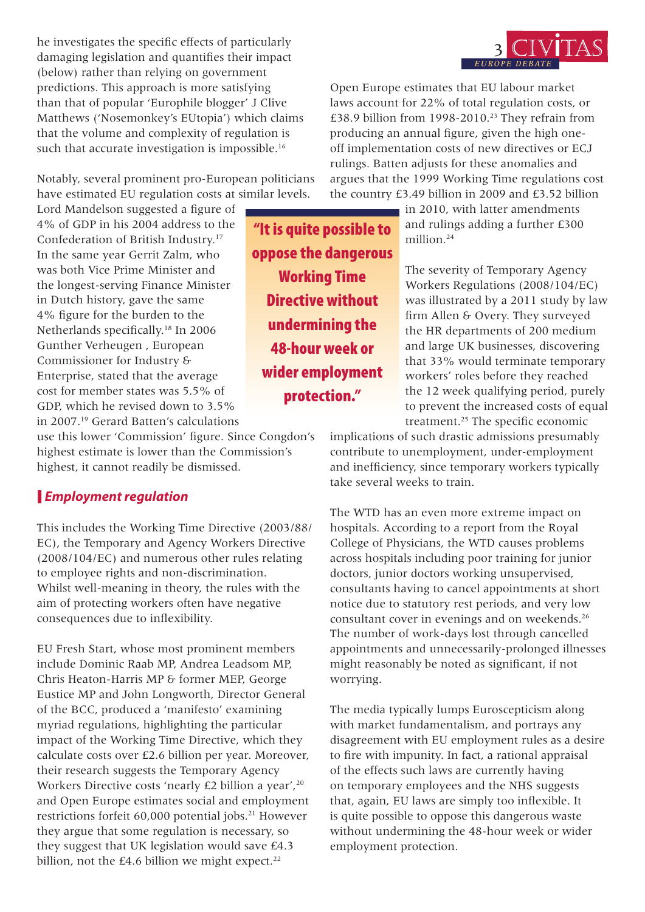he investigates the specific effects of particularly damaging legislation and quantifies their impact (below) rather than relying on government predictions. This approach is more satisfying than that of popular 'Europhile blogger' J Clive Matthews ('Nosemonkey's EUtopia') which claims that the volume and complexity of regulation is such that accurate investigation is impossible.[16]

Notably, several prominent pro-European politicians have estimated EU regulation costs at similar levels. Lord Mandelson suggested a figure of 4% of GDP in his 2004 address to the Confederation of British Industry.[17] In the same year Gerrit Zalm, who was both Vice Prime Minister and the longest-serving Finance Minister in Dutch history, gave the same 4% figure for the burden to the Netherlands specifically.[18] In 2006 Gunther Verheugen , European Commissioner for Industry & Enterprise, stated that the average cost for member states was 5.5% of GDP, which he revised down to 3.5% in 2007.[19] Gerard Batten's calculations use this lower 'Commission' figure. Since Congdon's highest estimate is lower than the Commission's highest, it cannot readily be dismissed.

**"It is quite possible to oppose the dangerous Working Time Directive without undermining the 48-hour week or wider employment protection."**

## *Employment regulation*

This includes the Working Time Directive (2003/88/EC), the Temporary and Agency Workers Directive (2008/104/EC) and numerous other rules relating to employee rights and non-discrimination. Whilst well-meaning in theory, the rules with the aim of protecting workers often have negative consequences due to inflexibility.

EU Fresh Start, whose most prominent members include Dominic Raab MP, Andrea Leadsom MP, Chris Heaton-Harris MP & former MEP, George Eustice MP and John Longworth, Director General of the BCC, produced a 'manifesto' examining myriad regulations, highlighting the particular impact of the Working Time Directive, which they calculate costs over £2.6 billion per year. Moreover, their research suggests the Temporary Agency Workers Directive costs 'nearly £2 billion a year',[20] and Open Europe estimates social and employment restrictions forfeit 60,000 potential jobs.[21] However they argue that some regulation is necessary, so they suggest that UK legislation would save £4.3 billion, not the £4.6 billion we might expect.[22]

Open Europe estimates that EU labour market laws account for 22% of total regulation costs, or £38.9 billion from 1998-2010.[23] They refrain from producing an annual figure, given the high one-off implementation costs of new directives or ECJ rulings. Batten adjusts for these anomalies and argues that the 1999 Working Time regulations cost the country £3.49 billion in 2009 and £3.52 billion in 2010, with latter amendments and rulings adding a further £300 million.[24]

The severity of Temporary Agency Workers Regulations (2008/104/EC) was illustrated by a 2011 study by law firm Allen & Overy. They surveyed the HR departments of 200 medium and large UK businesses, discovering that 33% would terminate temporary workers' roles before they reached the 12 week qualifying period, purely to prevent the increased costs of equal treatment.[25] The specific economic implications of such drastic admissions presumably contribute to unemployment, under-employment and inefficiency, since temporary workers typically take several weeks to train.

The WTD has an even more extreme impact on hospitals. According to a report from the Royal College of Physicians, the WTD causes problems across hospitals including poor training for junior doctors, junior doctors working unsupervised, consultants having to cancel appointments at short notice due to statutory rest periods, and very low consultant cover in evenings and on weekends.[26] The number of work-days lost through cancelled appointments and unnecessarily-prolonged illnesses might reasonably be noted as significant, if not worrying.

The media typically lumps Euroscepticism along with market fundamentalism, and portrays any disagreement with EU employment rules as a desire to fire with impunity. In fact, a rational appraisal of the effects such laws are currently having on temporary employees and the NHS suggests that, again, EU laws are simply too inflexible. It is quite possible to oppose this dangerous waste without undermining the 48-hour week or wider employment protection.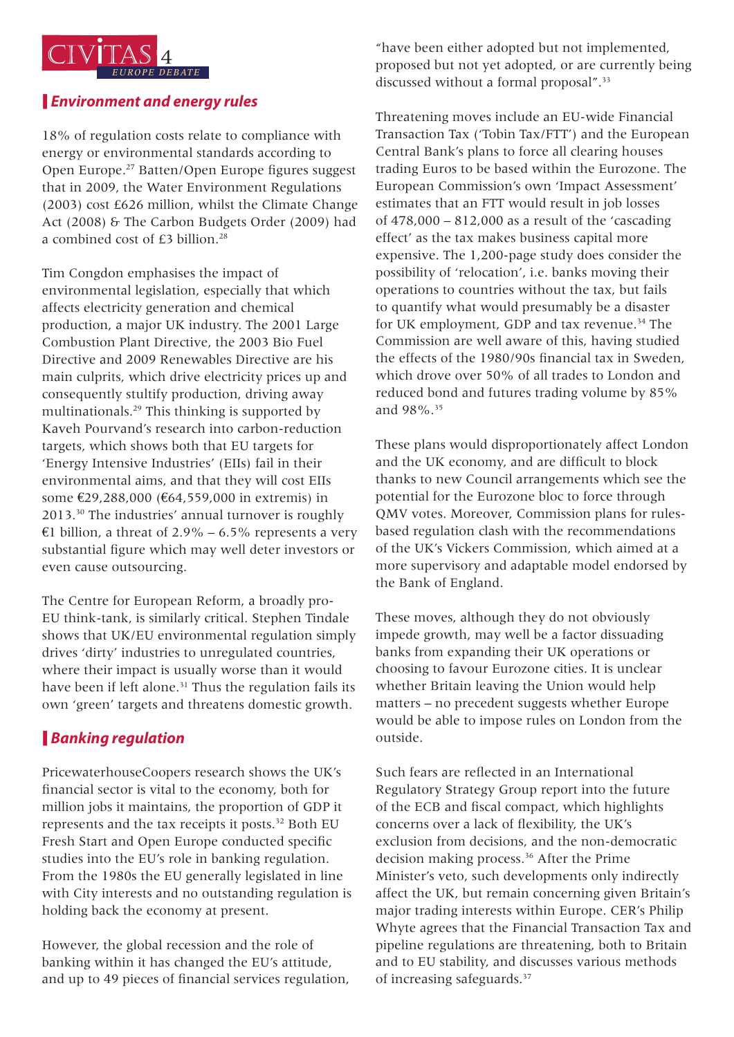## Environment and energy rules

18% of regulation costs relate to compliance with energy or environmental standards according to Open Europe.[27] Batten/Open Europe figures suggest that in 2009, the Water Environment Regulations (2003) cost £626 million, whilst the Climate Change Act (2008) & The Carbon Budgets Order (2009) had a combined cost of £3 billion.[28]

Tim Congdon emphasises the impact of environmental legislation, especially that which affects electricity generation and chemical production, a major UK industry. The 2001 Large Combustion Plant Directive, the 2003 Bio Fuel Directive and 2009 Renewables Directive are his main culprits, which drive electricity prices up and consequently stultify production, driving away multinationals.[29] This thinking is supported by Kaveh Pourvand's research into carbon-reduction targets, which shows both that EU targets for 'Energy Intensive Industries' (EIIs) fail in their environmental aims, and that they will cost EIIs some €29,288,000 (€64,559,000 in extremis) in 2013.[30] The industries' annual turnover is roughly €1 billion, a threat of 2.9% – 6.5% represents a very substantial figure which may well deter investors or even cause outsourcing.

The Centre for European Reform, a broadly pro-EU think-tank, is similarly critical. Stephen Tindale shows that UK/EU environmental regulation simply drives 'dirty' industries to unregulated countries, where their impact is usually worse than it would have been if left alone.[31] Thus the regulation fails its own 'green' targets and threatens domestic growth.

## Banking regulation

PricewaterhouseCoopers research shows the UK's financial sector is vital to the economy, both for million jobs it maintains, the proportion of GDP it represents and the tax receipts it posts.[32] Both EU Fresh Start and Open Europe conducted specific studies into the EU's role in banking regulation. From the 1980s the EU generally legislated in line with City interests and no outstanding regulation is holding back the economy at present.

However, the global recession and the role of banking within it has changed the EU's attitude, and up to 49 pieces of financial services regulation, "have been either adopted but not implemented, proposed but not yet adopted, or are currently being discussed without a formal proposal".[33]

Threatening moves include an EU-wide Financial Transaction Tax ('Tobin Tax/FTT') and the European Central Bank's plans to force all clearing houses trading Euros to be based within the Eurozone. The European Commission's own 'Impact Assessment' estimates that an FTT would result in job losses of 478,000 – 812,000 as a result of the 'cascading effect' as the tax makes business capital more expensive. The 1,200-page study does consider the possibility of 'relocation', i.e. banks moving their operations to countries without the tax, but fails to quantify what would presumably be a disaster for UK employment, GDP and tax revenue.[34] The Commission are well aware of this, having studied the effects of the 1980/90s financial tax in Sweden, which drove over 50% of all trades to London and reduced bond and futures trading volume by 85% and 98%.[35]

These plans would disproportionately affect London and the UK economy, and are difficult to block thanks to new Council arrangements which see the potential for the Eurozone bloc to force through QMV votes. Moreover, Commission plans for rules-based regulation clash with the recommendations of the UK's Vickers Commission, which aimed at a more supervisory and adaptable model endorsed by the Bank of England.

These moves, although they do not obviously impede growth, may well be a factor dissuading banks from expanding their UK operations or choosing to favour Eurozone cities. It is unclear whether Britain leaving the Union would help matters – no precedent suggests whether Europe would be able to impose rules on London from the outside.

Such fears are reflected in an International Regulatory Strategy Group report into the future of the ECB and fiscal compact, which highlights concerns over a lack of flexibility, the UK's exclusion from decisions, and the non-democratic decision making process.[36] After the Prime Minister's veto, such developments only indirectly affect the UK, but remain concerning given Britain's major trading interests within Europe. CER's Philip Whyte agrees that the Financial Transaction Tax and pipeline regulations are threatening, both to Britain and to EU stability, and discusses various methods of increasing safeguards.[37]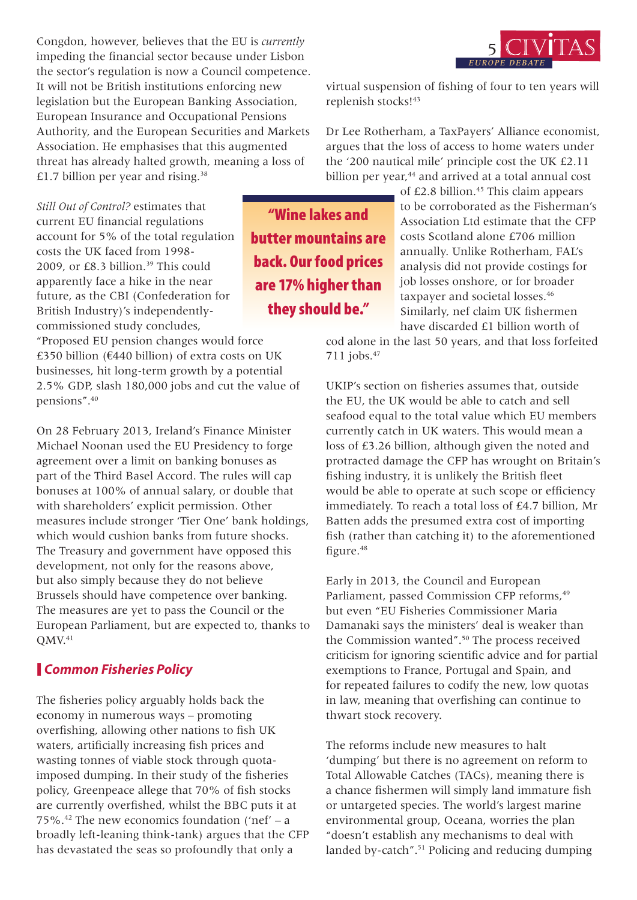Congdon, however, believes that the EU is *currently* impeding the financial sector because under Lisbon the sector's regulation is now a Council competence. It will not be British institutions enforcing new legislation but the European Banking Association, European Insurance and Occupational Pensions Authority, and the European Securities and Markets Association. He emphasises that this augmented threat has already halted growth, meaning a loss of £1.7 billion per year and rising.[38]

*Still Out of Control?* estimates that current EU financial regulations account for 5% of the total regulation costs the UK faced from 1998-2009, or £8.3 billion.[39] This could apparently face a hike in the near future, as the CBI (Confederation for British Industry)'s independently-commissioned study concludes, "Proposed EU pension changes would force £350 billion (€440 billion) of extra costs on UK businesses, hit long-term growth by a potential 2.5% GDP, slash 180,000 jobs and cut the value of pensions".[40]

> **"Wine lakes and butter mountains are back. Our food prices are 17% higher than they should be."**

On 28 February 2013, Ireland's Finance Minister Michael Noonan used the EU Presidency to forge agreement over a limit on banking bonuses as part of the Third Basel Accord. The rules will cap bonuses at 100% of annual salary, or double that with shareholders' explicit permission. Other measures include stronger 'Tier One' bank holdings, which would cushion banks from future shocks. The Treasury and government have opposed this development, not only for the reasons above, but also simply because they do not believe Brussels should have competence over banking. The measures are yet to pass the Council or the European Parliament, but are expected to, thanks to QMV.[41]

## Common Fisheries Policy

The fisheries policy arguably holds back the economy in numerous ways – promoting overfishing, allowing other nations to fish UK waters, artificially increasing fish prices and wasting tonnes of viable stock through quota-imposed dumping. In their study of the fisheries policy, Greenpeace allege that 70% of fish stocks are currently overfished, whilst the BBC puts it at 75%.[42] The new economics foundation ('nef' – a broadly left-leaning think-tank) argues that the CFP has devastated the seas so profoundly that only a virtual suspension of fishing of four to ten years will replenish stocks![43]

Dr Lee Rotherham, a TaxPayers' Alliance economist, argues that the loss of access to home waters under the '200 nautical mile' principle cost the UK £2.11 billion per year,[44] and arrived at a total annual cost of £2.8 billion.[45] This claim appears to be corroborated as the Fisherman's Association Ltd estimate that the CFP costs Scotland alone £706 million annually. Unlike Rotherham, FAL's analysis did not provide costings for job losses onshore, or for broader taxpayer and societal losses.[46] Similarly, nef claim UK fishermen have discarded £1 billion worth of cod alone in the last 50 years, and that loss forfeited 711 jobs.[47]

UKIP's section on fisheries assumes that, outside the EU, the UK would be able to catch and sell seafood equal to the total value which EU members currently catch in UK waters. This would mean a loss of £3.26 billion, although given the noted and protracted damage the CFP has wrought on Britain's fishing industry, it is unlikely the British fleet would be able to operate at such scope or efficiency immediately. To reach a total loss of £4.7 billion, Mr Batten adds the presumed extra cost of importing fish (rather than catching it) to the aforementioned figure.[48]

Early in 2013, the Council and European Parliament, passed Commission CFP reforms,[49] but even "EU Fisheries Commissioner Maria Damanaki says the ministers' deal is weaker than the Commission wanted".[50] The process received criticism for ignoring scientific advice and for partial exemptions to France, Portugal and Spain, and for repeated failures to codify the new, low quotas in law, meaning that overfishing can continue to thwart stock recovery.

The reforms include new measures to halt 'dumping' but there is no agreement on reform to Total Allowable Catches (TACs), meaning there is a chance fishermen will simply land immature fish or untargeted species. The world's largest marine environmental group, Oceana, worries the plan "doesn't establish any mechanisms to deal with landed by-catch".[51] Policing and reducing dumping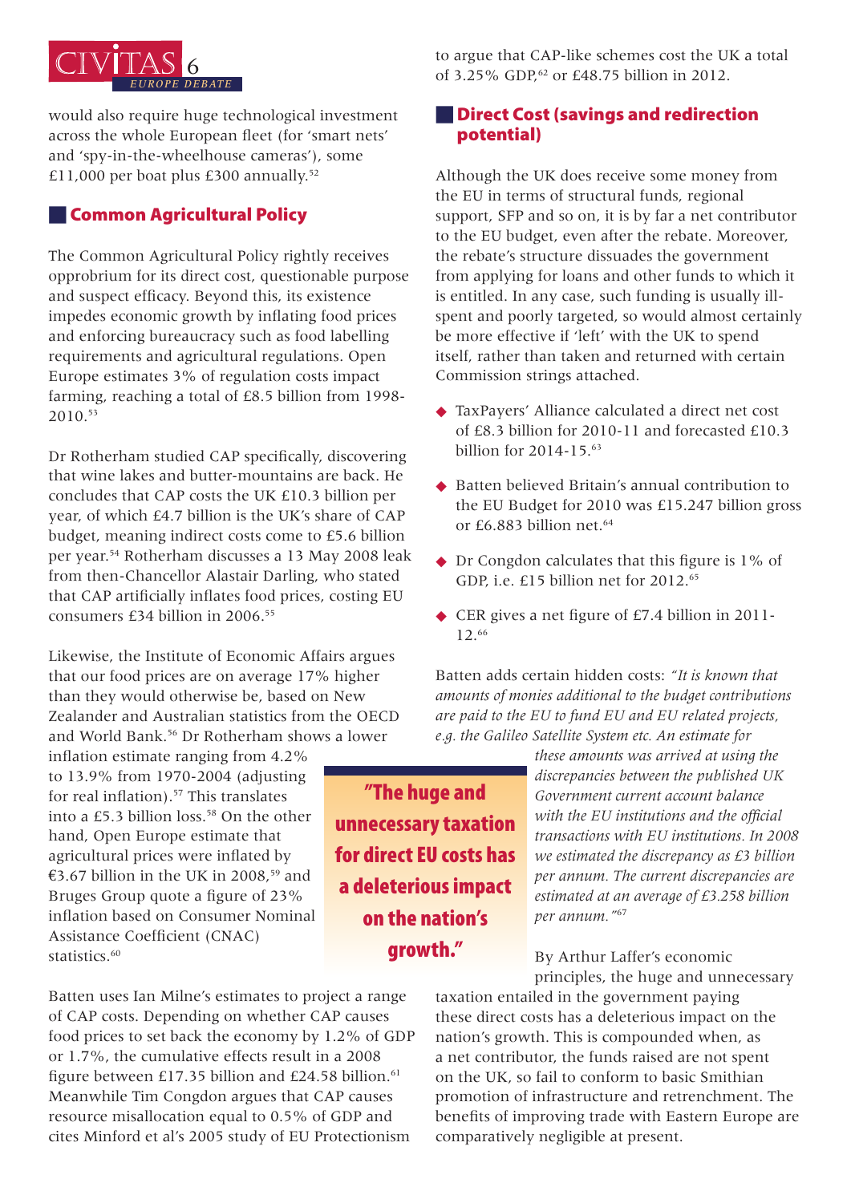would also require huge technological investment across the whole European fleet (for 'smart nets' and 'spy-in-the-wheelhouse cameras'), some £11,000 per boat plus £300 annually.[52]

## Common Agricultural Policy

The Common Agricultural Policy rightly receives opprobrium for its direct cost, questionable purpose and suspect efficacy. Beyond this, its existence impedes economic growth by inflating food prices and enforcing bureaucracy such as food labelling requirements and agricultural regulations. Open Europe estimates 3% of regulation costs impact farming, reaching a total of £8.5 billion from 1998-2010.[53]

Dr Rotherham studied CAP specifically, discovering that wine lakes and butter-mountains are back. He concludes that CAP costs the UK £10.3 billion per year, of which £4.7 billion is the UK's share of CAP budget, meaning indirect costs come to £5.6 billion per year.[54] Rotherham discusses a 13 May 2008 leak from then-Chancellor Alastair Darling, who stated that CAP artificially inflates food prices, costing EU consumers £34 billion in 2006.[55]

Likewise, the Institute of Economic Affairs argues that our food prices are on average 17% higher than they would otherwise be, based on New Zealander and Australian statistics from the OECD and World Bank.[56] Dr Rotherham shows a lower inflation estimate ranging from 4.2% to 13.9% from 1970-2004 (adjusting for real inflation).[57] This translates into a £5.3 billion loss.[58] On the other hand, Open Europe estimate that agricultural prices were inflated by €3.67 billion in the UK in 2008,[59] and Bruges Group quote a figure of 23% inflation based on Consumer Nominal Assistance Coefficient (CNAC) statistics.[60]

Batten uses Ian Milne's estimates to project a range of CAP costs. Depending on whether CAP causes food prices to set back the economy by 1.2% of GDP or 1.7%, the cumulative effects result in a 2008 figure between £17.35 billion and £24.58 billion.[61] Meanwhile Tim Congdon argues that CAP causes resource misallocation equal to 0.5% of GDP and cites Minford et al's 2005 study of EU Protectionism to argue that CAP-like schemes cost the UK a total of 3.25% GDP,[62] or £48.75 billion in 2012.

## Direct Cost (savings and redirection potential)

Although the UK does receive some money from the EU in terms of structural funds, regional support, SFP and so on, it is by far a net contributor to the EU budget, even after the rebate. Moreover, the rebate's structure dissuades the government from applying for loans and other funds to which it is entitled. In any case, such funding is usually ill-spent and poorly targeted, so would almost certainly be more effective if 'left' with the UK to spend itself, rather than taken and returned with certain Commission strings attached.

- TaxPayers' Alliance calculated a direct net cost of £8.3 billion for 2010-11 and forecasted £10.3 billion for 2014-15.[63]
- Batten believed Britain's annual contribution to the EU Budget for 2010 was £15.247 billion gross or £6.883 billion net.[64]
- Dr Congdon calculates that this figure is 1% of GDP, i.e. £15 billion net for 2012.[65]
- CER gives a net figure of £7.4 billion in 2011-12.[66]

Batten adds certain hidden costs: *"It is known that amounts of monies additional to the budget contributions are paid to the EU to fund EU and EU related projects, e.g. the Galileo Satellite System etc. An estimate for these amounts was arrived at using the discrepancies between the published UK Government current account balance with the EU institutions and the official transactions with EU institutions. In 2008 we estimated the discrepancy as £3 billion per annum. The current discrepancies are estimated at an average of £3.258 billion per annum."*[67]

> **"The huge and unnecessary taxation for direct EU costs has a deleterious impact on the nation's growth."**

By Arthur Laffer's economic principles, the huge and unnecessary taxation entailed in the government paying these direct costs has a deleterious impact on the nation's growth. This is compounded when, as a net contributor, the funds raised are not spent on the UK, so fail to conform to basic Smithian promotion of infrastructure and retrenchment. The benefits of improving trade with Eastern Europe are comparatively negligible at present.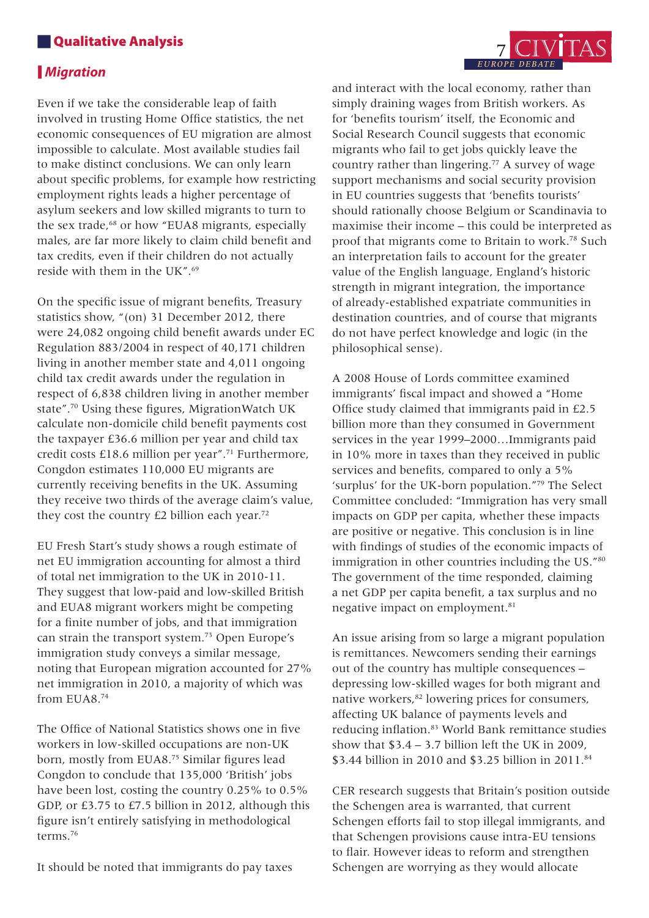## Qualitative Analysis

### Migration

Even if we take the considerable leap of faith involved in trusting Home Office statistics, the net economic consequences of EU migration are almost impossible to calculate. Most available studies fail to make distinct conclusions. We can only learn about specific problems, for example how restricting employment rights leads a higher percentage of asylum seekers and low skilled migrants to turn to the sex trade,[68] or how "EUA8 migrants, especially males, are far more likely to claim child benefit and tax credits, even if their children do not actually reside with them in the UK".[69]

On the specific issue of migrant benefits, Treasury statistics show, "(on) 31 December 2012, there were 24,082 ongoing child benefit awards under EC Regulation 883/2004 in respect of 40,171 children living in another member state and 4,011 ongoing child tax credit awards under the regulation in respect of 6,838 children living in another member state".[70] Using these figures, MigrationWatch UK calculate non-domicile child benefit payments cost the taxpayer £36.6 million per year and child tax credit costs £18.6 million per year".[71] Furthermore, Congdon estimates 110,000 EU migrants are currently receiving benefits in the UK. Assuming they receive two thirds of the average claim's value, they cost the country £2 billion each year.[72]

EU Fresh Start's study shows a rough estimate of net EU immigration accounting for almost a third of total net immigration to the UK in 2010-11. They suggest that low-paid and low-skilled British and EUA8 migrant workers might be competing for a finite number of jobs, and that immigration can strain the transport system.[73] Open Europe's immigration study conveys a similar message, noting that European migration accounted for 27% net immigration in 2010, a majority of which was from EUA8.[74]

The Office of National Statistics shows one in five workers in low-skilled occupations are non-UK born, mostly from EUA8.[75] Similar figures lead Congdon to conclude that 135,000 'British' jobs have been lost, costing the country 0.25% to 0.5% GDP, or £3.75 to £7.5 billion in 2012, although this figure isn't entirely satisfying in methodological terms.[76]

It should be noted that immigrants do pay taxes and interact with the local economy, rather than simply draining wages from British workers. As for 'benefits tourism' itself, the Economic and Social Research Council suggests that economic migrants who fail to get jobs quickly leave the country rather than lingering.[77] A survey of wage support mechanisms and social security provision in EU countries suggests that 'benefits tourists' should rationally choose Belgium or Scandinavia to maximise their income – this could be interpreted as proof that migrants come to Britain to work.[78] Such an interpretation fails to account for the greater value of the English language, England's historic strength in migrant integration, the importance of already-established expatriate communities in destination countries, and of course that migrants do not have perfect knowledge and logic (in the philosophical sense).

A 2008 House of Lords committee examined immigrants' fiscal impact and showed a "Home Office study claimed that immigrants paid in £2.5 billion more than they consumed in Government services in the year 1999–2000…Immigrants paid in 10% more in taxes than they received in public services and benefits, compared to only a 5% 'surplus' for the UK-born population."[79] The Select Committee concluded: "Immigration has very small impacts on GDP per capita, whether these impacts are positive or negative. This conclusion is in line with findings of studies of the economic impacts of immigration in other countries including the US."[80] The government of the time responded, claiming a net GDP per capita benefit, a tax surplus and no negative impact on employment.[81]

An issue arising from so large a migrant population is remittances. Newcomers sending their earnings out of the country has multiple consequences – depressing low-skilled wages for both migrant and native workers,[82] lowering prices for consumers, affecting UK balance of payments levels and reducing inflation.[83] World Bank remittance studies show that $3.4 – 3.7 billion left the UK in 2009, $3.44 billion in 2010 and $3.25 billion in 2011.[84]

CER research suggests that Britain's position outside the Schengen area is warranted, that current Schengen efforts fail to stop illegal immigrants, and that Schengen provisions cause intra-EU tensions to flair. However ideas to reform and strengthen Schengen are worrying as they would allocate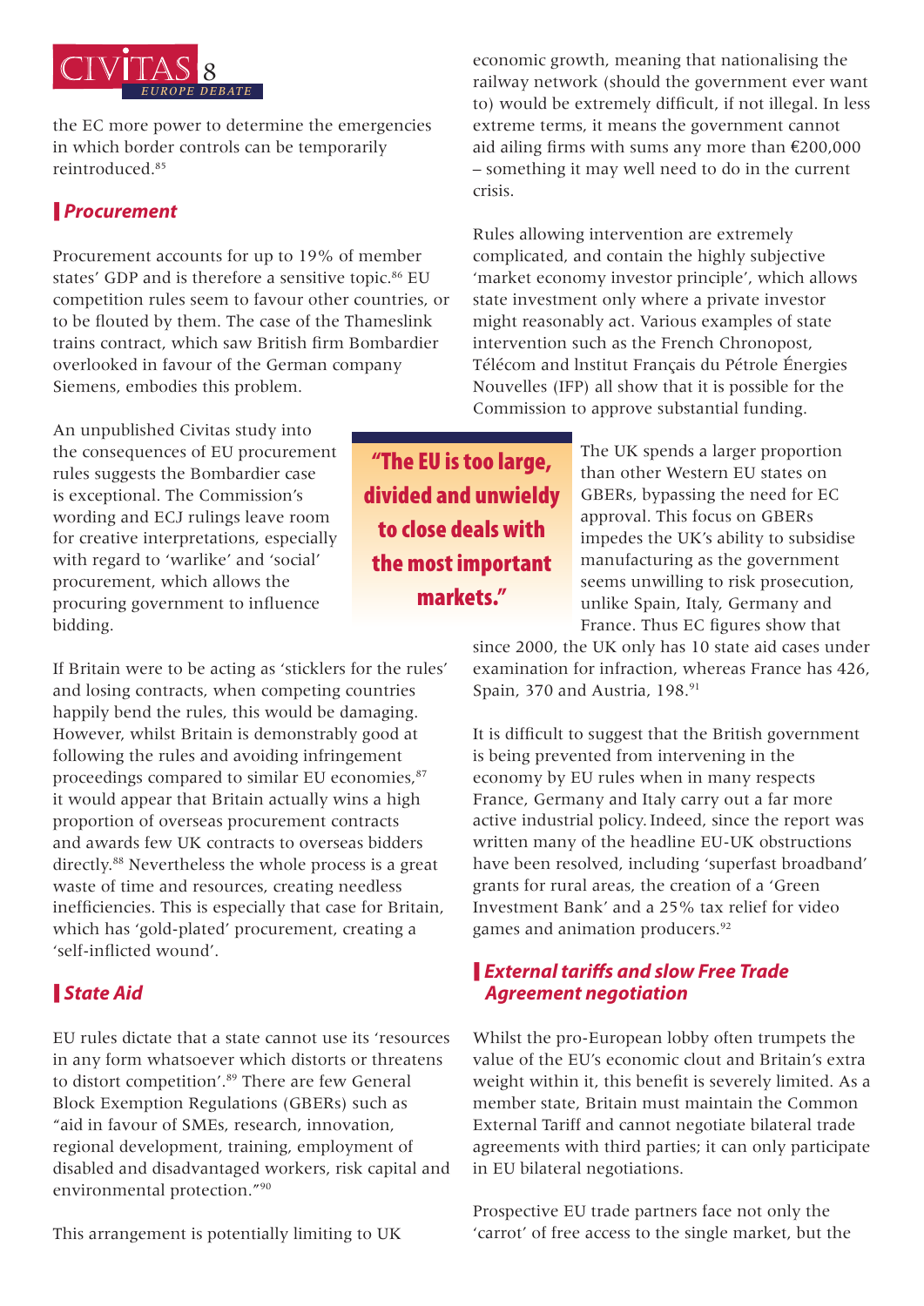the EC more power to determine the emergencies in which border controls can be temporarily reintroduced.[85]

## Procurement

Procurement accounts for up to 19% of member states' GDP and is therefore a sensitive topic.[86] EU competition rules seem to favour other countries, or to be flouted by them. The case of the Thameslink trains contract, which saw British firm Bombardier overlooked in favour of the German company Siemens, embodies this problem.

An unpublished Civitas study into the consequences of EU procurement rules suggests the Bombardier case is exceptional. The Commission's wording and ECJ rulings leave room for creative interpretations, especially with regard to 'warlike' and 'social' procurement, which allows the procuring government to influence bidding.

If Britain were to be acting as 'sticklers for the rules' and losing contracts, when competing countries happily bend the rules, this would be damaging. However, whilst Britain is demonstrably good at following the rules and avoiding infringement proceedings compared to similar EU economies,[87] it would appear that Britain actually wins a high proportion of overseas procurement contracts and awards few UK contracts to overseas bidders directly.[88] Nevertheless the whole process is a great waste of time and resources, creating needless inefficiencies. This is especially that case for Britain, which has 'gold-plated' procurement, creating a 'self-inflicted wound'.

## State Aid

EU rules dictate that a state cannot use its 'resources in any form whatsoever which distorts or threatens to distort competition'.[89] There are few General Block Exemption Regulations (GBERs) such as "aid in favour of SMEs, research, innovation, regional development, training, employment of disabled and disadvantaged workers, risk capital and environmental protection."[90]

This arrangement is potentially limiting to UK economic growth, meaning that nationalising the railway network (should the government ever want to) would be extremely difficult, if not illegal. In less extreme terms, it means the government cannot aid ailing firms with sums any more than €200,000 – something it may well need to do in the current crisis.

Rules allowing intervention are extremely complicated, and contain the highly subjective 'market economy investor principle', which allows state investment only where a private investor might reasonably act. Various examples of state intervention such as the French Chronopost, Télécom and Institut Français du Pétrole Énergies Nouvelles (IFP) all show that it is possible for the Commission to approve substantial funding.

> **"The EU is too large, divided and unwieldy to close deals with the most important markets."**

The UK spends a larger proportion than other Western EU states on GBERs, bypassing the need for EC approval. This focus on GBERs impedes the UK's ability to subsidise manufacturing as the government seems unwilling to risk prosecution, unlike Spain, Italy, Germany and France. Thus EC figures show that since 2000, the UK only has 10 state aid cases under examination for infraction, whereas France has 426, Spain, 370 and Austria, 198.[91]

It is difficult to suggest that the British government is being prevented from intervening in the economy by EU rules when in many respects France, Germany and Italy carry out a far more active industrial policy. Indeed, since the report was written many of the headline EU-UK obstructions have been resolved, including 'superfast broadband' grants for rural areas, the creation of a 'Green Investment Bank' and a 25% tax relief for video games and animation producers.[92]

## External tariffs and slow Free Trade Agreement negotiation

Whilst the pro-European lobby often trumpets the value of the EU's economic clout and Britain's extra weight within it, this benefit is severely limited. As a member state, Britain must maintain the Common External Tariff and cannot negotiate bilateral trade agreements with third parties; it can only participate in EU bilateral negotiations.

Prospective EU trade partners face not only the 'carrot' of free access to the single market, but the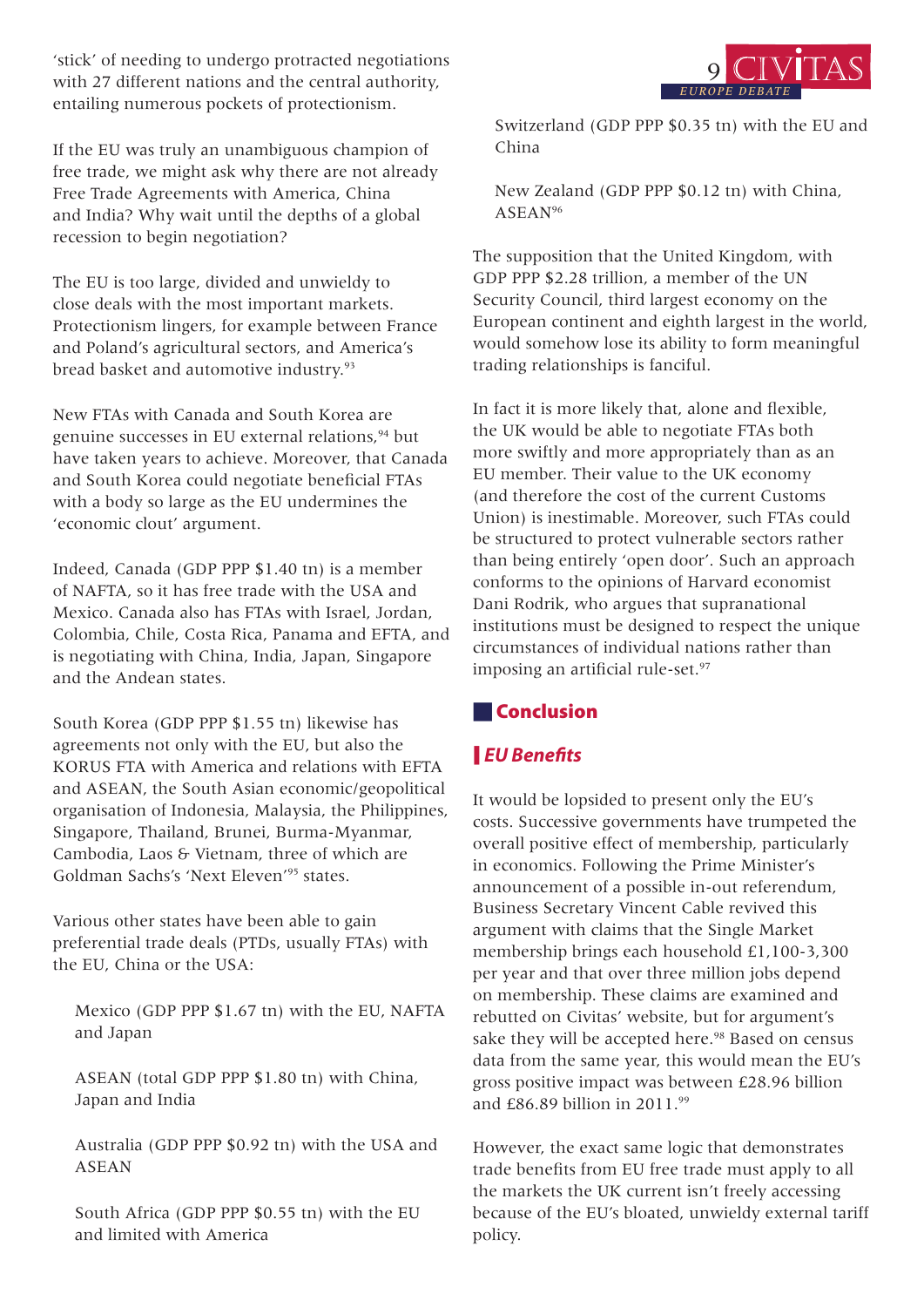'stick' of needing to undergo protracted negotiations with 27 different nations and the central authority, entailing numerous pockets of protectionism.

If the EU was truly an unambiguous champion of free trade, we might ask why there are not already Free Trade Agreements with America, China and India? Why wait until the depths of a global recession to begin negotiation?

The EU is too large, divided and unwieldy to close deals with the most important markets. Protectionism lingers, for example between France and Poland's agricultural sectors, and America's bread basket and automotive industry.[93]

New FTAs with Canada and South Korea are genuine successes in EU external relations,[94] but have taken years to achieve. Moreover, that Canada and South Korea could negotiate beneficial FTAs with a body so large as the EU undermines the 'economic clout' argument.

Indeed, Canada (GDP PPP $1.40 tn) is a member of NAFTA, so it has free trade with the USA and Mexico. Canada also has FTAs with Israel, Jordan, Colombia, Chile, Costa Rica, Panama and EFTA, and is negotiating with China, India, Japan, Singapore and the Andean states.

South Korea (GDP PPP $1.55 tn) likewise has agreements not only with the EU, but also the KORUS FTA with America and relations with EFTA and ASEAN, the South Asian economic/geopolitical organisation of Indonesia, Malaysia, the Philippines, Singapore, Thailand, Brunei, Burma-Myanmar, Cambodia, Laos & Vietnam, three of which are Goldman Sachs's 'Next Eleven'[95] states.

Various other states have been able to gain preferential trade deals (PTDs, usually FTAs) with the EU, China or the USA:

Mexico (GDP PPP $1.67 tn) with the EU, NAFTA and Japan

ASEAN (total GDP PPP $1.80 tn) with China, Japan and India

Australia (GDP PPP $0.92 tn) with the USA and ASEAN

South Africa (GDP PPP $0.55 tn) with the EU and limited with America

Switzerland (GDP PPP $0.35 tn) with the EU and China

New Zealand (GDP PPP $0.12 tn) with China, ASEAN[96]

The supposition that the United Kingdom, with GDP PPP $2.28 trillion, a member of the UN Security Council, third largest economy on the European continent and eighth largest in the world, would somehow lose its ability to form meaningful trading relationships is fanciful.

In fact it is more likely that, alone and flexible, the UK would be able to negotiate FTAs both more swiftly and more appropriately than as an EU member. Their value to the UK economy (and therefore the cost of the current Customs Union) is inestimable. Moreover, such FTAs could be structured to protect vulnerable sectors rather than being entirely 'open door'. Such an approach conforms to the opinions of Harvard economist Dani Rodrik, who argues that supranational institutions must be designed to respect the unique circumstances of individual nations rather than imposing an artificial rule-set.[97]

## Conclusion

### *EU Benefits*

It would be lopsided to present only the EU's costs. Successive governments have trumpeted the overall positive effect of membership, particularly in economics. Following the Prime Minister's announcement of a possible in-out referendum, Business Secretary Vincent Cable revived this argument with claims that the Single Market membership brings each household £1,100-3,300 per year and that over three million jobs depend on membership. These claims are examined and rebutted on Civitas' website, but for argument's sake they will be accepted here.[98] Based on census data from the same year, this would mean the EU's gross positive impact was between £28.96 billion and £86.89 billion in 2011.[99]

However, the exact same logic that demonstrates trade benefits from EU free trade must apply to all the markets the UK current isn't freely accessing because of the EU's bloated, unwieldy external tariff policy.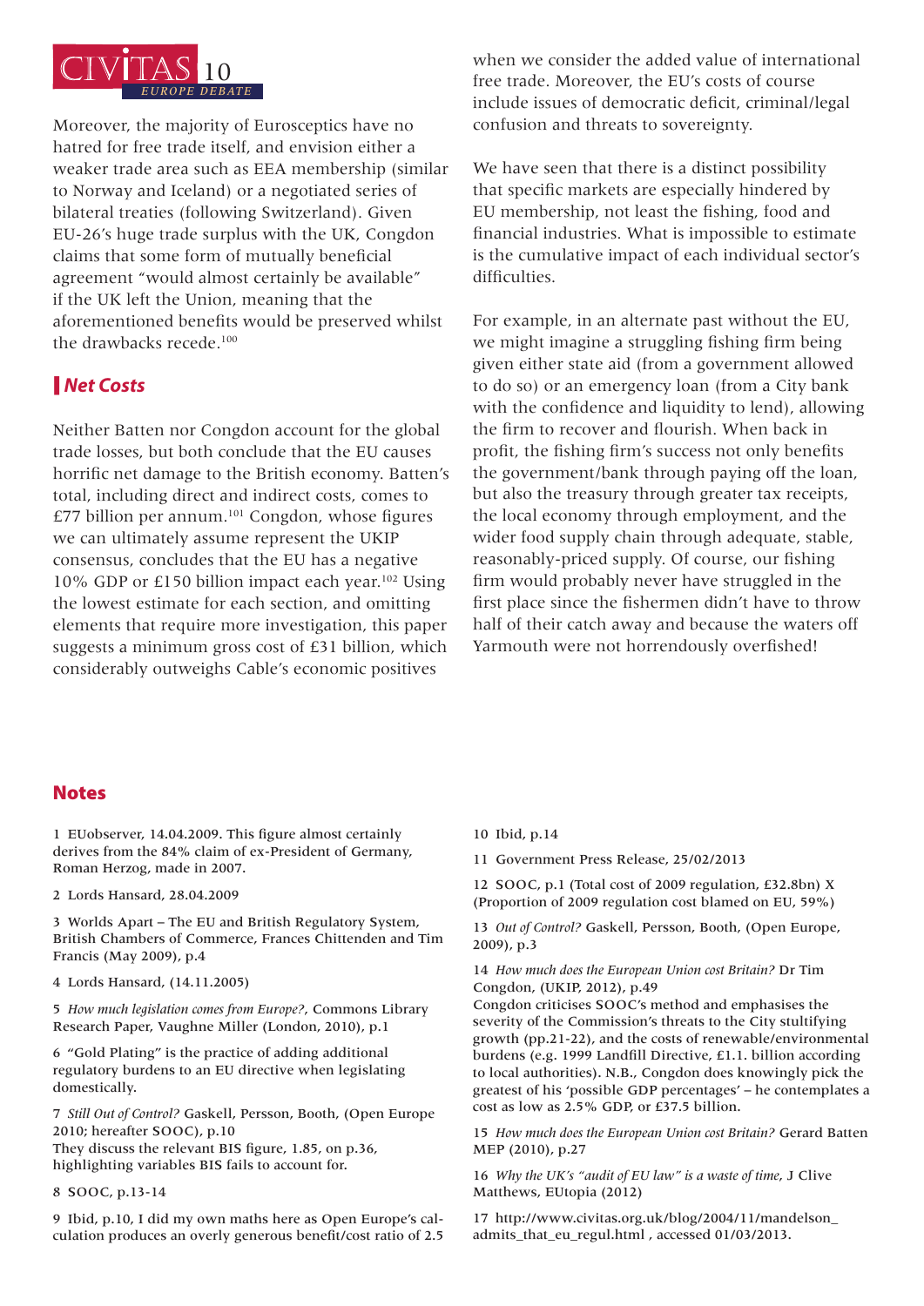Moreover, the majority of Eurosceptics have no hatred for free trade itself, and envision either a weaker trade area such as EEA membership (similar to Norway and Iceland) or a negotiated series of bilateral treaties (following Switzerland). Given EU-26's huge trade surplus with the UK, Congdon claims that some form of mutually beneficial agreement "would almost certainly be available" if the UK left the Union, meaning that the aforementioned benefits would be preserved whilst the drawbacks recede.[100]

## Net Costs

Neither Batten nor Congdon account for the global trade losses, but both conclude that the EU causes horrific net damage to the British economy. Batten's total, including direct and indirect costs, comes to £77 billion per annum.[101] Congdon, whose figures we can ultimately assume represent the UKIP consensus, concludes that the EU has a negative 10% GDP or £150 billion impact each year.[102] Using the lowest estimate for each section, and omitting elements that require more investigation, this paper suggests a minimum gross cost of £31 billion, which considerably outweighs Cable's economic positives when we consider the added value of international free trade. Moreover, the EU's costs of course include issues of democratic deficit, criminal/legal confusion and threats to sovereignty.

We have seen that there is a distinct possibility that specific markets are especially hindered by EU membership, not least the fishing, food and financial industries. What is impossible to estimate is the cumulative impact of each individual sector's difficulties.

For example, in an alternate past without the EU, we might imagine a struggling fishing firm being given either state aid (from a government allowed to do so) or an emergency loan (from a City bank with the confidence and liquidity to lend), allowing the firm to recover and flourish. When back in profit, the fishing firm's success not only benefits the government/bank through paying off the loan, but also the treasury through greater tax receipts, the local economy through employment, and the wider food supply chain through adequate, stable, reasonably-priced supply. Of course, our fishing firm would probably never have struggled in the first place since the fishermen didn't have to throw half of their catch away and because the waters off Yarmouth were not horrendously overfished!

## Notes

1 EUobserver, 14.04.2009. This figure almost certainly derives from the 84% claim of ex-President of Germany, Roman Herzog, made in 2007.

2 Lords Hansard, 28.04.2009

3 Worlds Apart – The EU and British Regulatory System, British Chambers of Commerce, Frances Chittenden and Tim Francis (May 2009), p.4

4 Lords Hansard, (14.11.2005)

5 *How much legislation comes from Europe?*, Commons Library Research Paper, Vaughne Miller (London, 2010), p.1

6 "Gold Plating" is the practice of adding additional regulatory burdens to an EU directive when legislating domestically.

7 *Still Out of Control?* Gaskell, Persson, Booth, (Open Europe 2010; hereafter SOOC), p.10
They discuss the relevant BIS figure, 1.85, on p.36, highlighting variables BIS fails to account for.

8 SOOC, p.13-14

9 Ibid, p.10, I did my own maths here as Open Europe's calculation produces an overly generous benefit/cost ratio of 2.5

10 Ibid, p.14

11 Government Press Release, 25/02/2013

12 SOOC, p.1 (Total cost of 2009 regulation, £32.8bn) X (Proportion of 2009 regulation cost blamed on EU, 59%)

13 *Out of Control?* Gaskell, Persson, Booth, (Open Europe, 2009), p.3

14 *How much does the European Union cost Britain?* Dr Tim Congdon, (UKIP, 2012), p.49
Congdon criticises SOOC's method and emphasises the severity of the Commission's threats to the City stultifying growth (pp.21-22), and the costs of renewable/environmental burdens (e.g. 1999 Landfill Directive, £1.1. billion according to local authorities). N.B., Congdon does knowingly pick the greatest of his 'possible GDP percentages' – he contemplates a cost as low as 2.5% GDP, or £37.5 billion.

15 *How much does the European Union cost Britain?* Gerard Batten MEP (2010), p.27

16 *Why the UK's "audit of EU law" is a waste of time*, J Clive Matthews, EUtopia (2012)

17 http://www.civitas.org.uk/blog/2004/11/mandelson_admits_that_eu_regul.html , accessed 01/03/2013.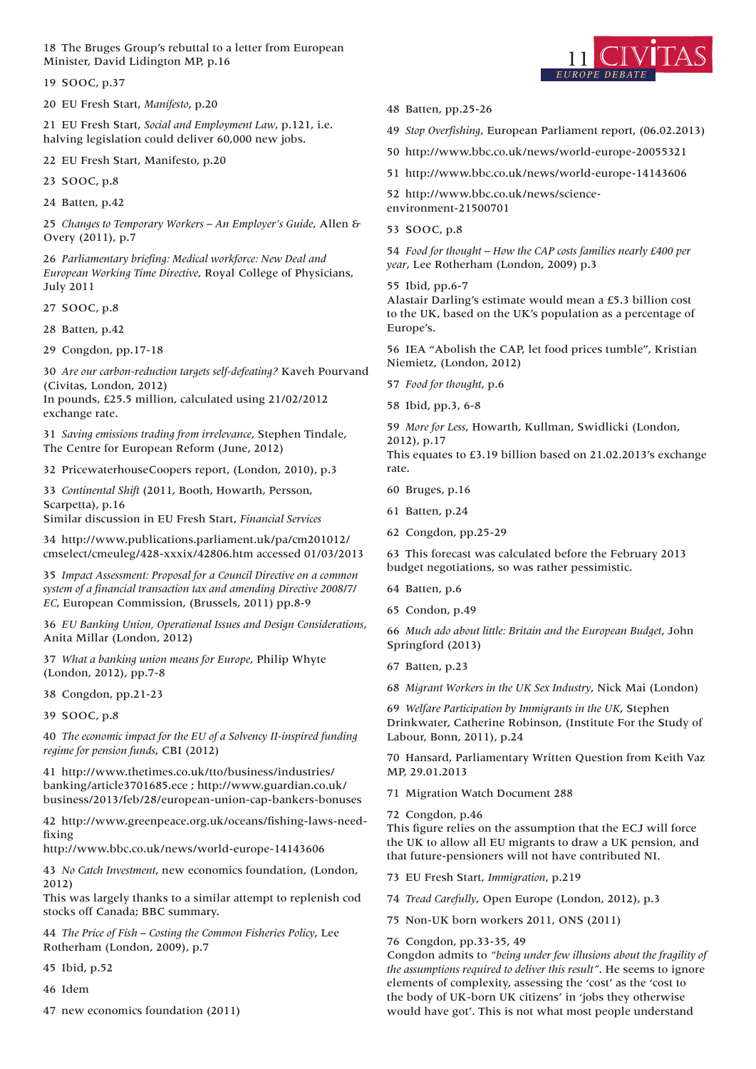18 The Bruges Group's rebuttal to a letter from European Minister, David Lidington MP, p.16

19 SOOC, p.37

20 EU Fresh Start, *Manifesto*, p.20

21 EU Fresh Start, *Social and Employment Law*, p.121, i.e. halving legislation could deliver 60,000 new jobs.

22 EU Fresh Start, Manifesto, p.20

23 SOOC, p.8

24 Batten, p.42

25 *Changes to Temporary Workers – An Employer's Guide*, Allen & Overy (2011), p.7

26 *Parliamentary briefing: Medical workforce: New Deal and European Working Time Directive*, Royal College of Physicians, July 2011

27 SOOC, p.8

28 Batten, p.42

29 Congdon, pp.17-18

30 *Are our carbon-reduction targets self-defeating?* Kaveh Pourvand (Civitas, London, 2012)
In pounds, £25.5 million, calculated using 21/02/2012 exchange rate.

31 *Saving emissions trading from irrelevance*, Stephen Tindale, The Centre for European Reform (June, 2012)

32 PricewaterhouseCoopers report, (London, 2010), p.3

33 *Continental Shift* (2011, Booth, Howarth, Persson, Scarpetta), p.16
Similar discussion in EU Fresh Start, *Financial Services*

34 http://www.publications.parliament.uk/pa/cm201012/cmselect/cmeuleg/428-xxxix/42806.htm accessed 01/03/2013

35 *Impact Assessment: Proposal for a Council Directive on a common system of a financial transaction tax and amending Directive 2008/7/EC*, European Commission, (Brussels, 2011) pp.8-9

36 *EU Banking Union, Operational Issues and Design Considerations*, Anita Millar (London, 2012)

37 *What a banking union means for Europe*, Philip Whyte (London, 2012), pp.7-8

38 Congdon, pp.21-23

39 SOOC, p.8

40 *The economic impact for the EU of a Solvency II-inspired funding regime for pension funds*, CBI (2012)

41 http://www.thetimes.co.uk/tto/business/industries/banking/article3701685.ece ; http://www.guardian.co.uk/business/2013/feb/28/european-union-cap-bankers-bonuses

42 http://www.greenpeace.org.uk/oceans/fishing-laws-need-fixing
http://www.bbc.co.uk/news/world-europe-14143606

43 *No Catch Investment*, new economics foundation, (London, 2012)
This was largely thanks to a similar attempt to replenish cod stocks off Canada; BBC summary.

44 *The Price of Fish – Costing the Common Fisheries Policy*, Lee Rotherham (London, 2009), p.7

45 Ibid, p.52

46 Idem

47 new economics foundation (2011)

48 Batten, pp.25-26

49 *Stop Overfishing*, European Parliament report, (06.02.2013)

50 http://www.bbc.co.uk/news/world-europe-20055321

51 http://www.bbc.co.uk/news/world-europe-14143606

52 http://www.bbc.co.uk/news/science-environment-21500701

53 SOOC, p.8

54 *Food for thought – How the CAP costs families nearly £400 per year*, Lee Rotherham (London, 2009) p.3

55 Ibid, pp.6-7
Alastair Darling's estimate would mean a £5.3 billion cost to the UK, based on the UK's population as a percentage of Europe's.

56 IEA "Abolish the CAP, let food prices tumble", Kristian Niemietz, (London, 2012)

57 *Food for thought*, p.6

58 Ibid, pp.3, 6-8

59 *More for Less*, Howarth, Kullman, Swidlicki (London, 2012), p.17
This equates to £3.19 billion based on 21.02.2013's exchange rate.

60 Bruges, p.16

61 Batten, p.24

62 Congdon, pp.25-29

63 This forecast was calculated before the February 2013 budget negotiations, so was rather pessimistic.

64 Batten, p.6

65 Condon, p.49

66 *Much ado about little: Britain and the European Budget*, John Springford (2013)

67 Batten, p.23

68 *Migrant Workers in the UK Sex Industry*, Nick Mai (London)

69 *Welfare Participation by Immigrants in the UK*, Stephen Drinkwater, Catherine Robinson, (Institute For the Study of Labour, Bonn, 2011), p.24

70 Hansard, Parliamentary Written Question from Keith Vaz MP, 29.01.2013

71 Migration Watch Document 288

72 Congdon, p.46
This figure relies on the assumption that the ECJ will force the UK to allow all EU migrants to draw a UK pension, and that future-pensioners will not have contributed NI.

73 EU Fresh Start, *Immigration*, p.219

74 *Tread Carefully*, Open Europe (London, 2012), p.3

75 Non-UK born workers 2011, ONS (2011)

76 Congdon, pp.33-35, 49
Congdon admits to *"being under few illusions about the fragility of the assumptions required to deliver this result"*. He seems to ignore elements of complexity, assessing the 'cost' as the 'cost to the body of UK-born UK citizens' in 'jobs they otherwise would have got'. This is not what most people understand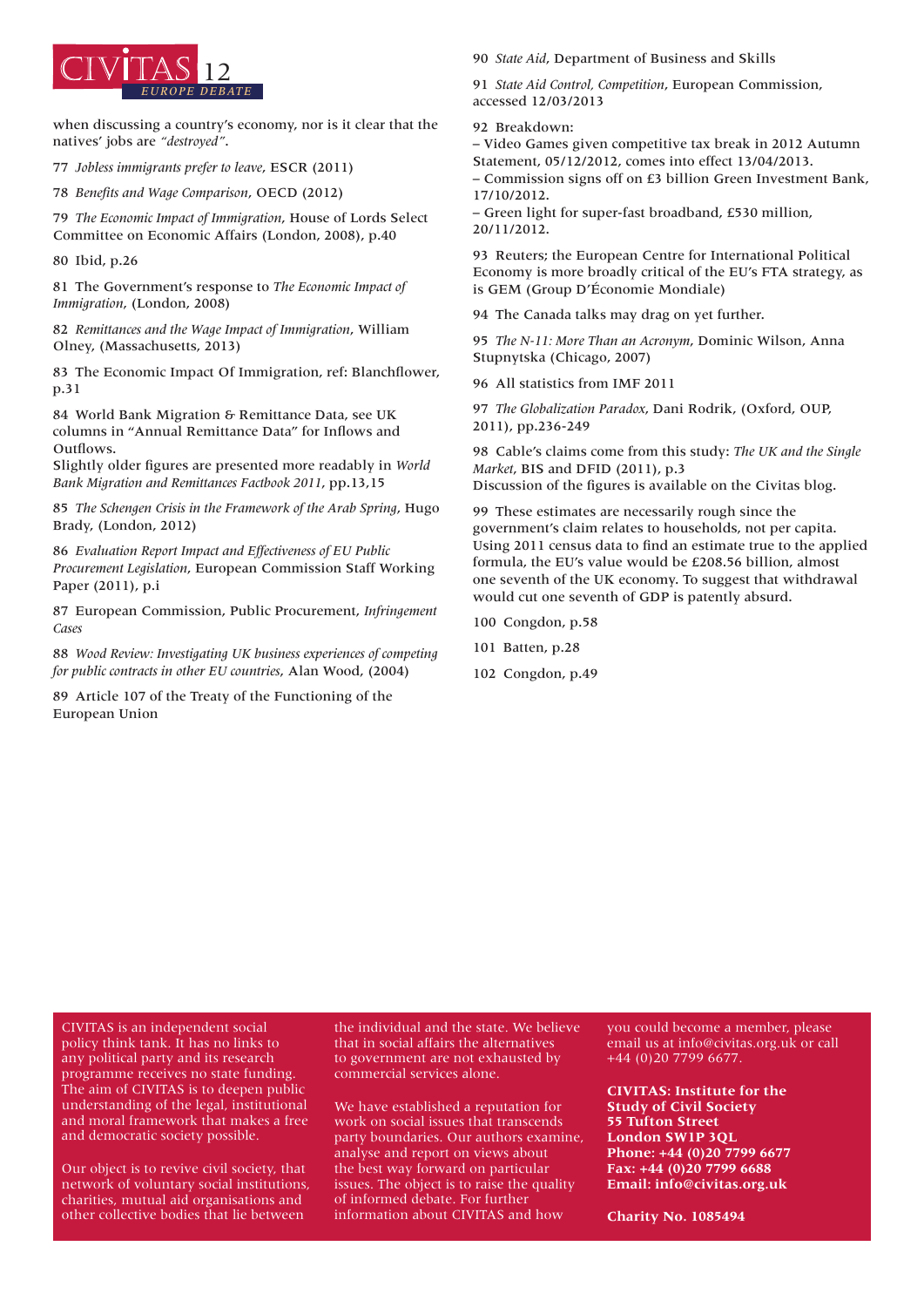when discussing a country's economy, nor is it clear that the natives' jobs are *"destroyed"*.

77 *Jobless immigrants prefer to leave*, ESCR (2011)

78 *Benefits and Wage Comparison*, OECD (2012)

79 *The Economic Impact of Immigration*, House of Lords Select Committee on Economic Affairs (London, 2008), p.40

80 Ibid, p.26

81 The Government's response to *The Economic Impact of Immigration*, (London, 2008)

82 *Remittances and the Wage Impact of Immigration*, William Olney, (Massachusetts, 2013)

83 The Economic Impact Of Immigration, ref: Blanchflower, p.31

84 World Bank Migration & Remittance Data, see UK columns in "Annual Remittance Data" for Inflows and Outflows.
Slightly older figures are presented more readably in *World Bank Migration and Remittances Factbook 2011*, pp.13,15

85 *The Schengen Crisis in the Framework of the Arab Spring*, Hugo Brady, (London, 2012)

86 *Evaluation Report Impact and Effectiveness of EU Public Procurement Legislation*, European Commission Staff Working Paper (2011), p.i

87 European Commission, Public Procurement, *Infringement Cases*

88 *Wood Review: Investigating UK business experiences of competing for public contracts in other EU countries*, Alan Wood, (2004)

89 Article 107 of the Treaty of the Functioning of the European Union

90 *State Aid*, Department of Business and Skills

91 *State Aid Control, Competition*, European Commission, accessed 12/03/2013

92 Breakdown:
– Video Games given competitive tax break in 2012 Autumn Statement, 05/12/2012, comes into effect 13/04/2013.
– Commission signs off on £3 billion Green Investment Bank, 17/10/2012.
– Green light for super-fast broadband, £530 million, 20/11/2012.

93 Reuters; the European Centre for International Political Economy is more broadly critical of the EU's FTA strategy, as is GEM (Group D'Économie Mondiale)

94 The Canada talks may drag on yet further.

95 *The N-11: More Than an Acronym*, Dominic Wilson, Anna Stupnytska (Chicago, 2007)

96 All statistics from IMF 2011

97 *The Globalization Paradox*, Dani Rodrik, (Oxford, OUP, 2011), pp.236-249

98 Cable's claims come from this study: *The UK and the Single Market*, BIS and DFID (2011), p.3
Discussion of the figures is available on the Civitas blog.

99 These estimates are necessarily rough since the government's claim relates to households, not per capita. Using 2011 census data to find an estimate true to the applied formula, the EU's value would be £208.56 billion, almost one seventh of the UK economy. To suggest that withdrawal would cut one seventh of GDP is patently absurd.

100 Congdon, p.58

101 Batten, p.28

102 Congdon, p.49

CIVITAS is an independent social policy think tank. It has no links to any political party and its research programme receives no state funding. The aim of CIVITAS is to deepen public understanding of the legal, institutional and moral framework that makes a free and democratic society possible.

Our object is to revive civil society, that network of voluntary social institutions, charities, mutual aid organisations and other collective bodies that lie between the individual and the state. We believe that in social affairs the alternatives to government are not exhausted by commercial services alone.

We have established a reputation for work on social issues that transcends party boundaries. Our authors examine, analyse and report on views about the best way forward on particular issues. The object is to raise the quality of informed debate. For further information about CIVITAS and how you could become a member, please email us at info@civitas.org.uk or call +44 (0)20 7799 6677.

**CIVITAS: Institute for the Study of Civil Society**
**55 Tufton Street**
**London SW1P 3QL**
**Phone: +44 (0)20 7799 6677**
**Fax: +44 (0)20 7799 6688**
**Email: info@civitas.org.uk**

**Charity No. 1085494**